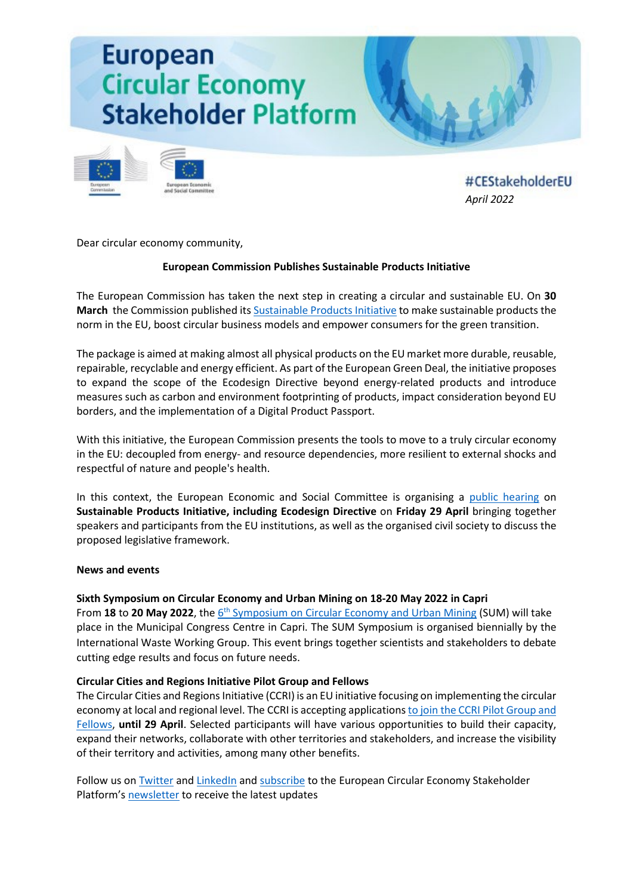# European Circular Economy Stakeholder Platform

#CEStakeholderEU
*April 2022*

Dear circular economy community,

**European Commission Publishes Sustainable Products Initiative**

The European Commission has taken the next step in creating a circular and sustainable EU. On **30 March** the Commission published its Sustainable Products Initiative to make sustainable products the norm in the EU, boost circular business models and empower consumers for the green transition.

The package is aimed at making almost all physical products on the EU market more durable, reusable, repairable, recyclable and energy efficient. As part of the European Green Deal, the initiative proposes to expand the scope of the Ecodesign Directive beyond energy-related products and introduce measures such as carbon and environment footprinting of products, impact consideration beyond EU borders, and the implementation of a Digital Product Passport.

With this initiative, the European Commission presents the tools to move to a truly circular economy in the EU: decoupled from energy- and resource dependencies, more resilient to external shocks and respectful of nature and people's health.

In this context, the European Economic and Social Committee is organising a public hearing on **Sustainable Products Initiative, including Ecodesign Directive** on **Friday 29 April** bringing together speakers and participants from the EU institutions, as well as the organised civil society to discuss the proposed legislative framework.

**News and events**

**Sixth Symposium on Circular Economy and Urban Mining on 18-20 May 2022 in Capri**

From **18** to **20 May 2022**, the 6th Symposium on Circular Economy and Urban Mining (SUM) will take place in the Municipal Congress Centre in Capri. The SUM Symposium is organised biennially by the International Waste Working Group. This event brings together scientists and stakeholders to debate cutting edge results and focus on future needs.

**Circular Cities and Regions Initiative Pilot Group and Fellows**

The Circular Cities and Regions Initiative (CCRI) is an EU initiative focusing on implementing the circular economy at local and regional level. The CCRI is accepting applications to join the CCRI Pilot Group and Fellows, **until 29 April**. Selected participants will have various opportunities to build their capacity, expand their networks, collaborate with other territories and stakeholders, and increase the visibility of their territory and activities, among many other benefits.

Follow us on Twitter and LinkedIn and subscribe to the European Circular Economy Stakeholder Platform's newsletter to receive the latest updates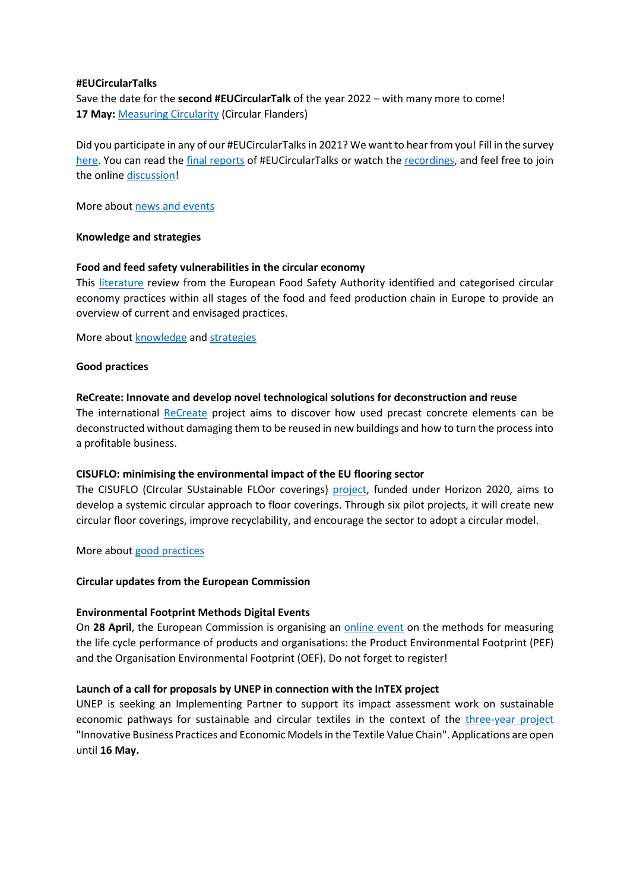**#EUCircularTalks**

Save the date for the **second #EUCircularTalk** of the year 2022 – with many more to come!

**17 May:** Measuring Circularity (Circular Flanders)

Did you participate in any of our #EUCircularTalks in 2021? We want to hear from you! Fill in the survey here. You can read the final reports of #EUCircularTalks or watch the recordings, and feel free to join the online discussion!

More about news and events

**Knowledge and strategies**

**Food and feed safety vulnerabilities in the circular economy**

This literature review from the European Food Safety Authority identified and categorised circular economy practices within all stages of the food and feed production chain in Europe to provide an overview of current and envisaged practices.

More about knowledge and strategies

**Good practices**

**ReCreate: Innovate and develop novel technological solutions for deconstruction and reuse**

The international ReCreate project aims to discover how used precast concrete elements can be deconstructed without damaging them to be reused in new buildings and how to turn the process into a profitable business.

**CISUFLO: minimising the environmental impact of the EU flooring sector**

The CISUFLO (CIrcular SUstainable FLOor coverings) project, funded under Horizon 2020, aims to develop a systemic circular approach to floor coverings. Through six pilot projects, it will create new circular floor coverings, improve recyclability, and encourage the sector to adopt a circular model.

More about good practices

**Circular updates from the European Commission**

**Environmental Footprint Methods Digital Events**

On **28 April**, the European Commission is organising an online event on the methods for measuring the life cycle performance of products and organisations: the Product Environmental Footprint (PEF) and the Organisation Environmental Footprint (OEF). Do not forget to register!

**Launch of a call for proposals by UNEP in connection with the InTEX project**

UNEP is seeking an Implementing Partner to support its impact assessment work on sustainable economic pathways for sustainable and circular textiles in the context of the three-year project "Innovative Business Practices and Economic Models in the Textile Value Chain". Applications are open until **16 May.**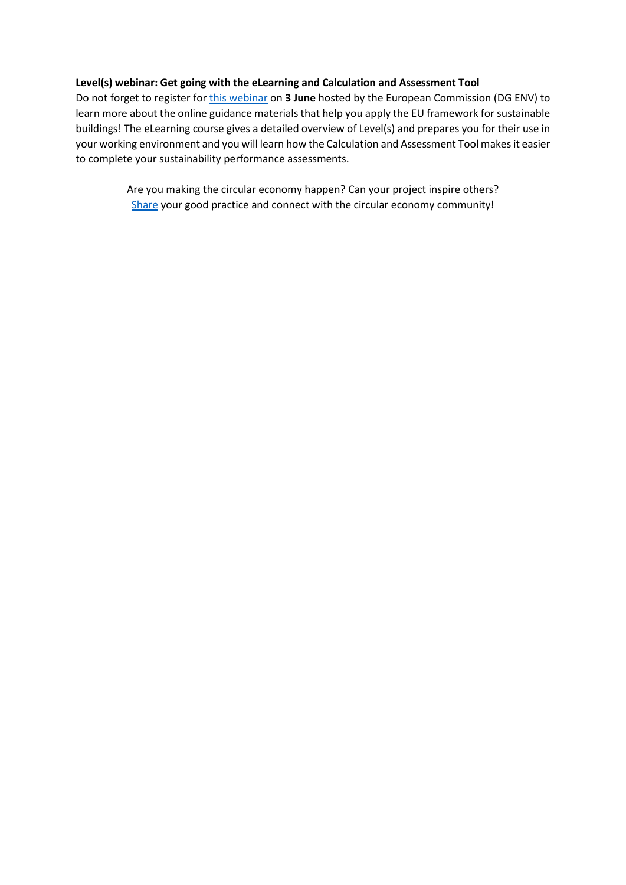**Level(s) webinar: Get going with the eLearning and Calculation and Assessment Tool**

Do not forget to register for this webinar on **3 June** hosted by the European Commission (DG ENV) to learn more about the online guidance materials that help you apply the EU framework for sustainable buildings! The eLearning course gives a detailed overview of Level(s) and prepares you for their use in your working environment and you will learn how the Calculation and Assessment Tool makes it easier to complete your sustainability performance assessments.

Are you making the circular economy happen? Can your project inspire others? Share your good practice and connect with the circular economy community!